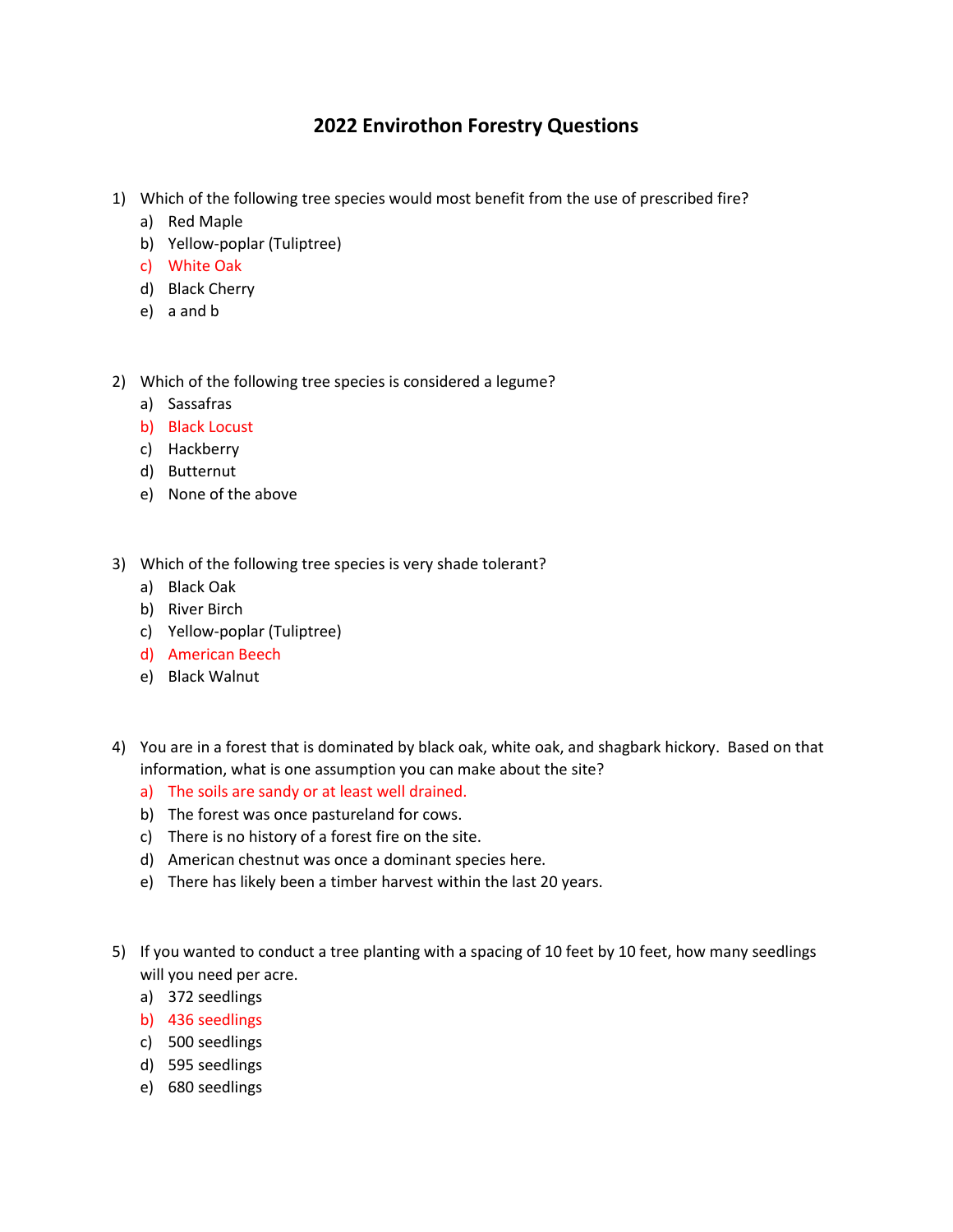# 2022 Envirothon Forestry Questions

1) Which of the following tree species would most benefit from the use of prescribed fire?
   a) Red Maple
   b) Yellow-poplar (Tuliptree)
   c) White Oak
   d) Black Cherry
   e) a and b

2) Which of the following tree species is considered a legume?
   a) Sassafras
   b) Black Locust
   c) Hackberry
   d) Butternut
   e) None of the above

3) Which of the following tree species is very shade tolerant?
   a) Black Oak
   b) River Birch
   c) Yellow-poplar (Tuliptree)
   d) American Beech
   e) Black Walnut

4) You are in a forest that is dominated by black oak, white oak, and shagbark hickory. Based on that information, what is one assumption you can make about the site?
   a) The soils are sandy or at least well drained.
   b) The forest was once pastureland for cows.
   c) There is no history of a forest fire on the site.
   d) American chestnut was once a dominant species here.
   e) There has likely been a timber harvest within the last 20 years.

5) If you wanted to conduct a tree planting with a spacing of 10 feet by 10 feet, how many seedlings will you need per acre.
   a) 372 seedlings
   b) 436 seedlings
   c) 500 seedlings
   d) 595 seedlings
   e) 680 seedlings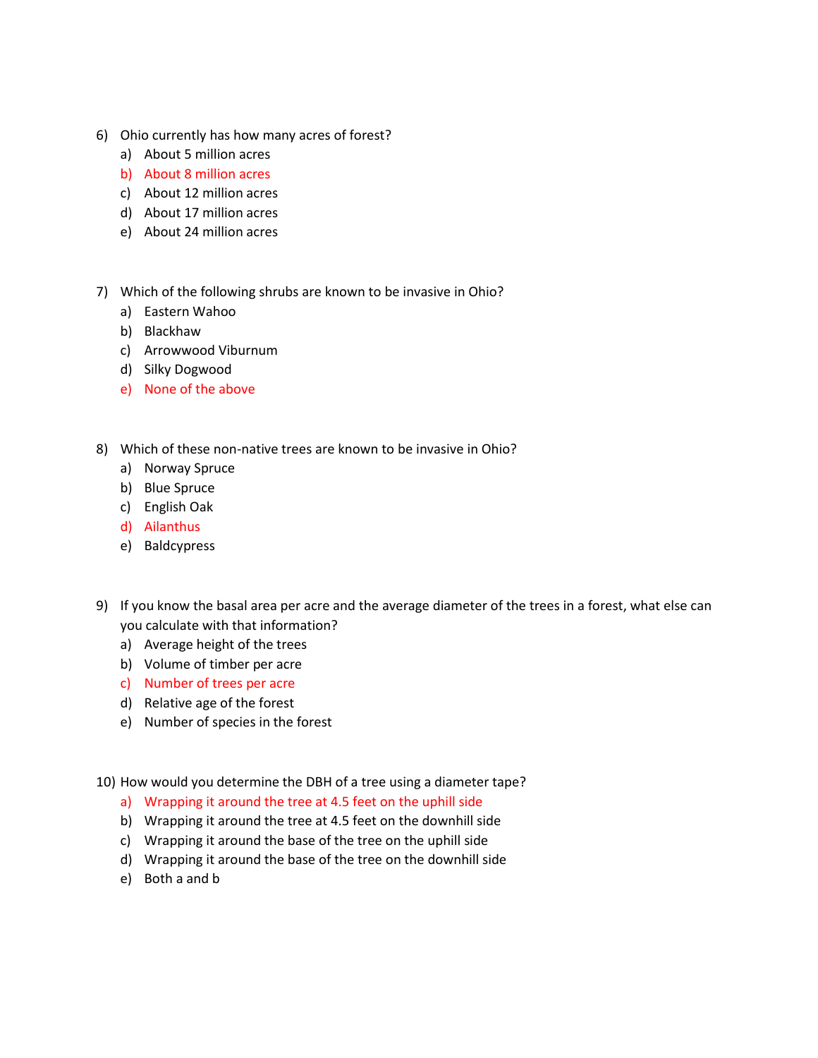6) Ohio currently has how many acres of forest?
   a) About 5 million acres
   b) About 8 million acres
   c) About 12 million acres
   d) About 17 million acres
   e) About 24 million acres

7) Which of the following shrubs are known to be invasive in Ohio?
   a) Eastern Wahoo
   b) Blackhaw
   c) Arrowwood Viburnum
   d) Silky Dogwood
   e) None of the above

8) Which of these non-native trees are known to be invasive in Ohio?
   a) Norway Spruce
   b) Blue Spruce
   c) English Oak
   d) Ailanthus
   e) Baldcypress

9) If you know the basal area per acre and the average diameter of the trees in a forest, what else can you calculate with that information?
   a) Average height of the trees
   b) Volume of timber per acre
   c) Number of trees per acre
   d) Relative age of the forest
   e) Number of species in the forest

10) How would you determine the DBH of a tree using a diameter tape?
    a) Wrapping it around the tree at 4.5 feet on the uphill side
    b) Wrapping it around the tree at 4.5 feet on the downhill side
    c) Wrapping it around the base of the tree on the uphill side
    d) Wrapping it around the base of the tree on the downhill side
    e) Both a and b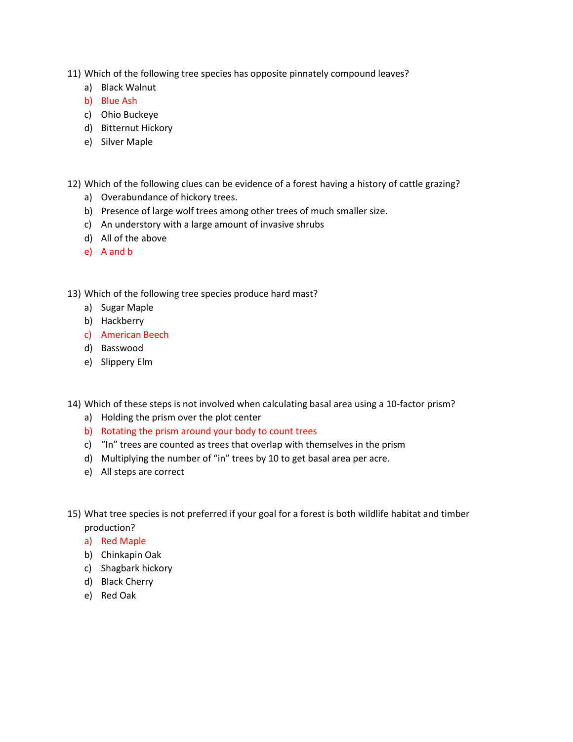11) Which of the following tree species has opposite pinnately compound leaves?
   a) Black Walnut
   b) Blue Ash
   c) Ohio Buckeye
   d) Bitternut Hickory
   e) Silver Maple

12) Which of the following clues can be evidence of a forest having a history of cattle grazing?
   a) Overabundance of hickory trees.
   b) Presence of large wolf trees among other trees of much smaller size.
   c) An understory with a large amount of invasive shrubs
   d) All of the above
   e) A and b

13) Which of the following tree species produce hard mast?
   a) Sugar Maple
   b) Hackberry
   c) American Beech
   d) Basswood
   e) Slippery Elm

14) Which of these steps is not involved when calculating basal area using a 10-factor prism?
   a) Holding the prism over the plot center
   b) Rotating the prism around your body to count trees
   c) "In" trees are counted as trees that overlap with themselves in the prism
   d) Multiplying the number of "in" trees by 10 to get basal area per acre.
   e) All steps are correct

15) What tree species is not preferred if your goal for a forest is both wildlife habitat and timber production?
   a) Red Maple
   b) Chinkapin Oak
   c) Shagbark hickory
   d) Black Cherry
   e) Red Oak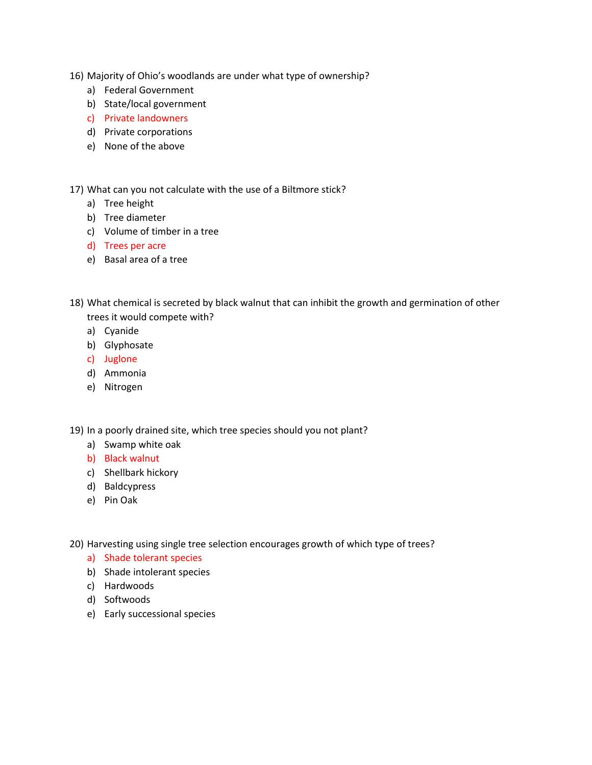16) Majority of Ohio's woodlands are under what type of ownership?
   a) Federal Government
   b) State/local government
   c) Private landowners
   d) Private corporations
   e) None of the above

17) What can you not calculate with the use of a Biltmore stick?
   a) Tree height
   b) Tree diameter
   c) Volume of timber in a tree
   d) Trees per acre
   e) Basal area of a tree

18) What chemical is secreted by black walnut that can inhibit the growth and germination of other trees it would compete with?
   a) Cyanide
   b) Glyphosate
   c) Juglone
   d) Ammonia
   e) Nitrogen

19) In a poorly drained site, which tree species should you not plant?
   a) Swamp white oak
   b) Black walnut
   c) Shellbark hickory
   d) Baldcypress
   e) Pin Oak

20) Harvesting using single tree selection encourages growth of which type of trees?
   a) Shade tolerant species
   b) Shade intolerant species
   c) Hardwoods
   d) Softwoods
   e) Early successional species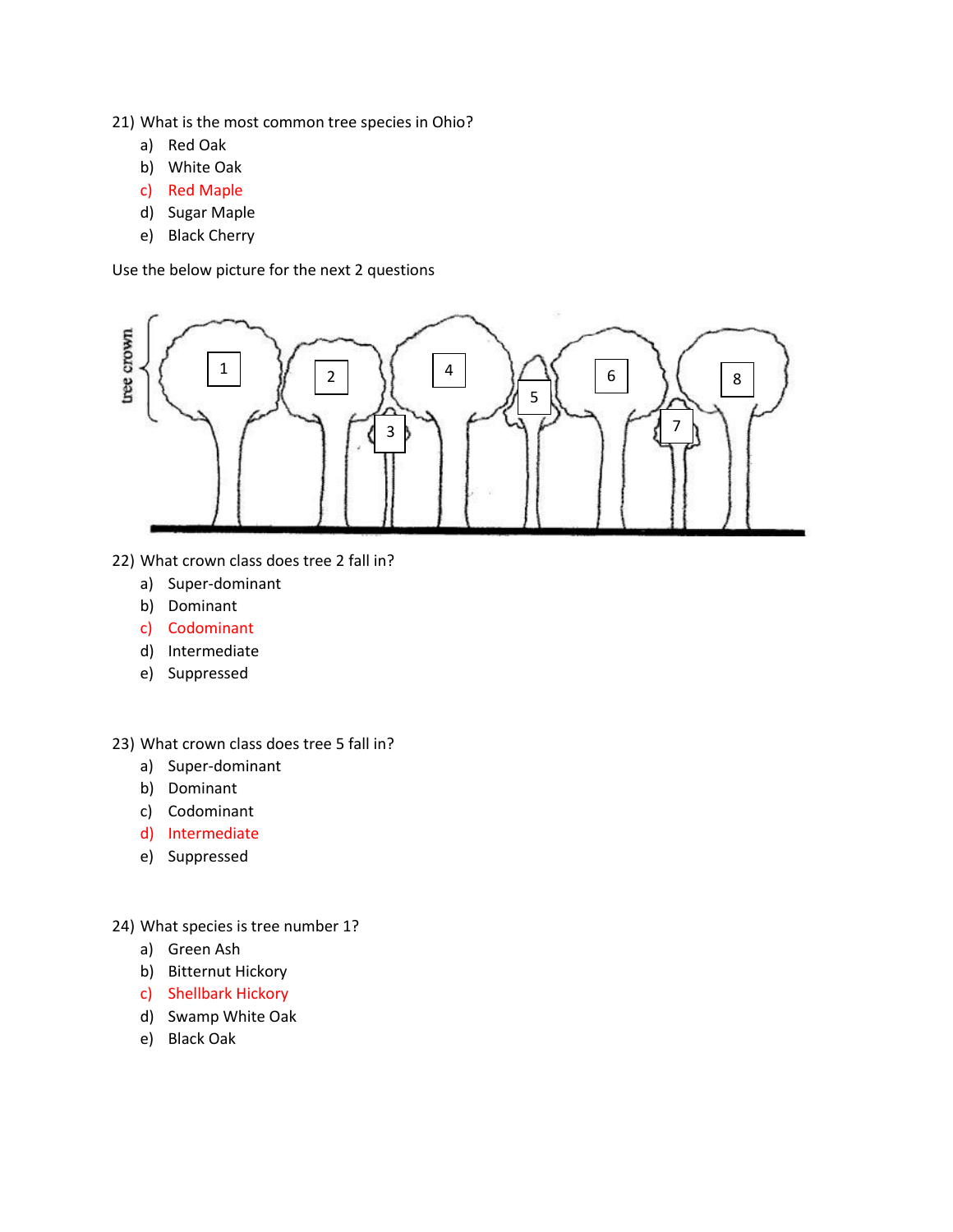21) What is the most common tree species in Ohio?

a) Red Oak
b) White Oak
c) Red Maple
d) Sugar Maple
e) Black Cherry

Use the below picture for the next 2 questions

22) What crown class does tree 2 fall in?

a) Super-dominant
b) Dominant
c) Codominant
d) Intermediate
e) Suppressed

23) What crown class does tree 5 fall in?

a) Super-dominant
b) Dominant
c) Codominant
d) Intermediate
e) Suppressed

24) What species is tree number 1?

a) Green Ash
b) Bitternut Hickory
c) Shellbark Hickory
d) Swamp White Oak
e) Black Oak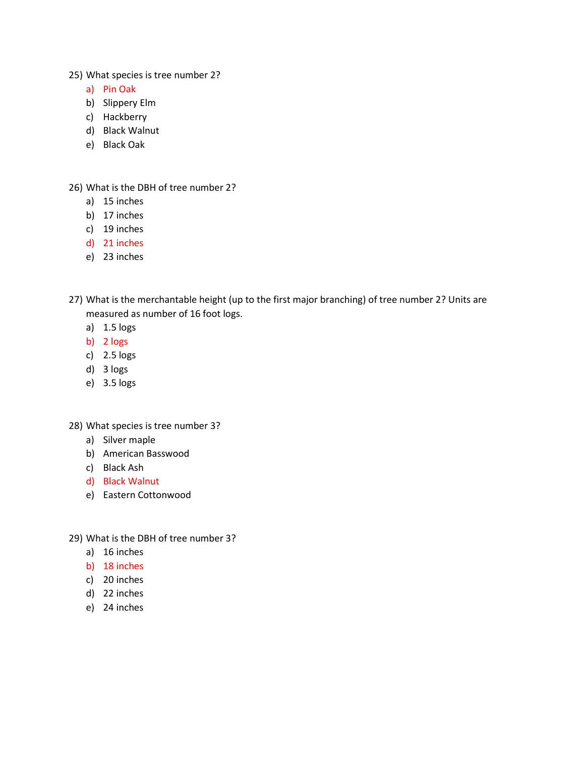25) What species is tree number 2?

   a) Pin Oak
   b) Slippery Elm
   c) Hackberry
   d) Black Walnut
   e) Black Oak

26) What is the DBH of tree number 2?

   a) 15 inches
   b) 17 inches
   c) 19 inches
   d) 21 inches
   e) 23 inches

27) What is the merchantable height (up to the first major branching) of tree number 2? Units are measured as number of 16 foot logs.

   a) 1.5 logs
   b) 2 logs
   c) 2.5 logs
   d) 3 logs
   e) 3.5 logs

28) What species is tree number 3?

   a) Silver maple
   b) American Basswood
   c) Black Ash
   d) Black Walnut
   e) Eastern Cottonwood

29) What is the DBH of tree number 3?

   a) 16 inches
   b) 18 inches
   c) 20 inches
   d) 22 inches
   e) 24 inches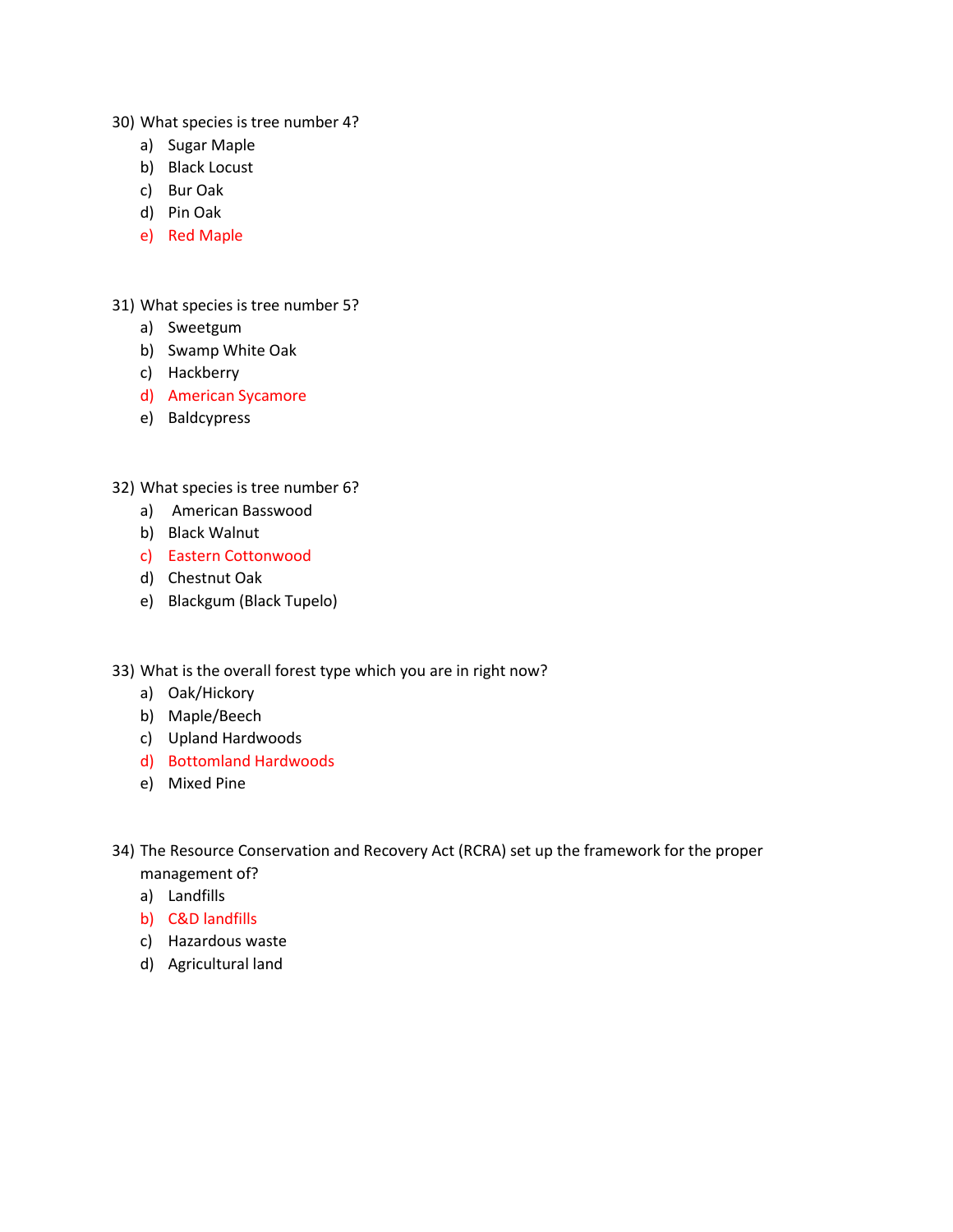30) What species is tree number 4?

a) Sugar Maple
b) Black Locust
c) Bur Oak
d) Pin Oak
e) Red Maple

31) What species is tree number 5?

a) Sweetgum
b) Swamp White Oak
c) Hackberry
d) American Sycamore
e) Baldcypress

32) What species is tree number 6?

a) American Basswood
b) Black Walnut
c) Eastern Cottonwood
d) Chestnut Oak
e) Blackgum (Black Tupelo)

33) What is the overall forest type which you are in right now?

a) Oak/Hickory
b) Maple/Beech
c) Upland Hardwoods
d) Bottomland Hardwoods
e) Mixed Pine

34) The Resource Conservation and Recovery Act (RCRA) set up the framework for the proper management of?

a) Landfills
b) C&D landfills
c) Hazardous waste
d) Agricultural land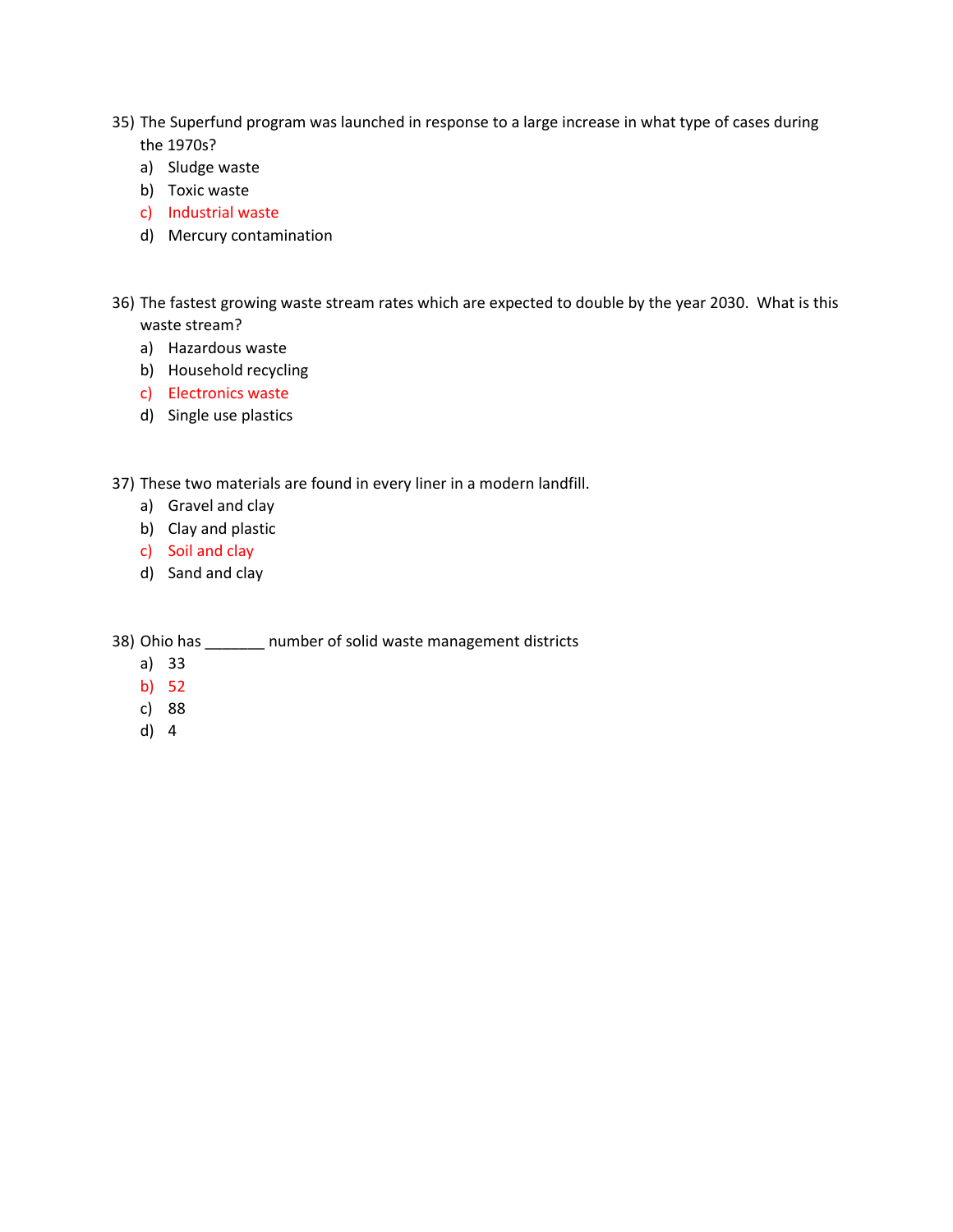35) The Superfund program was launched in response to a large increase in what type of cases during the 1970s?

   a) Sludge waste
   b) Toxic waste
   c) Industrial waste
   d) Mercury contamination

36) The fastest growing waste stream rates which are expected to double by the year 2030. What is this waste stream?

   a) Hazardous waste
   b) Household recycling
   c) Electronics waste
   d) Single use plastics

37) These two materials are found in every liner in a modern landfill.

   a) Gravel and clay
   b) Clay and plastic
   c) Soil and clay
   d) Sand and clay

38) Ohio has _______ number of solid waste management districts

   a) 33
   b) 52
   c) 88
   d) 4